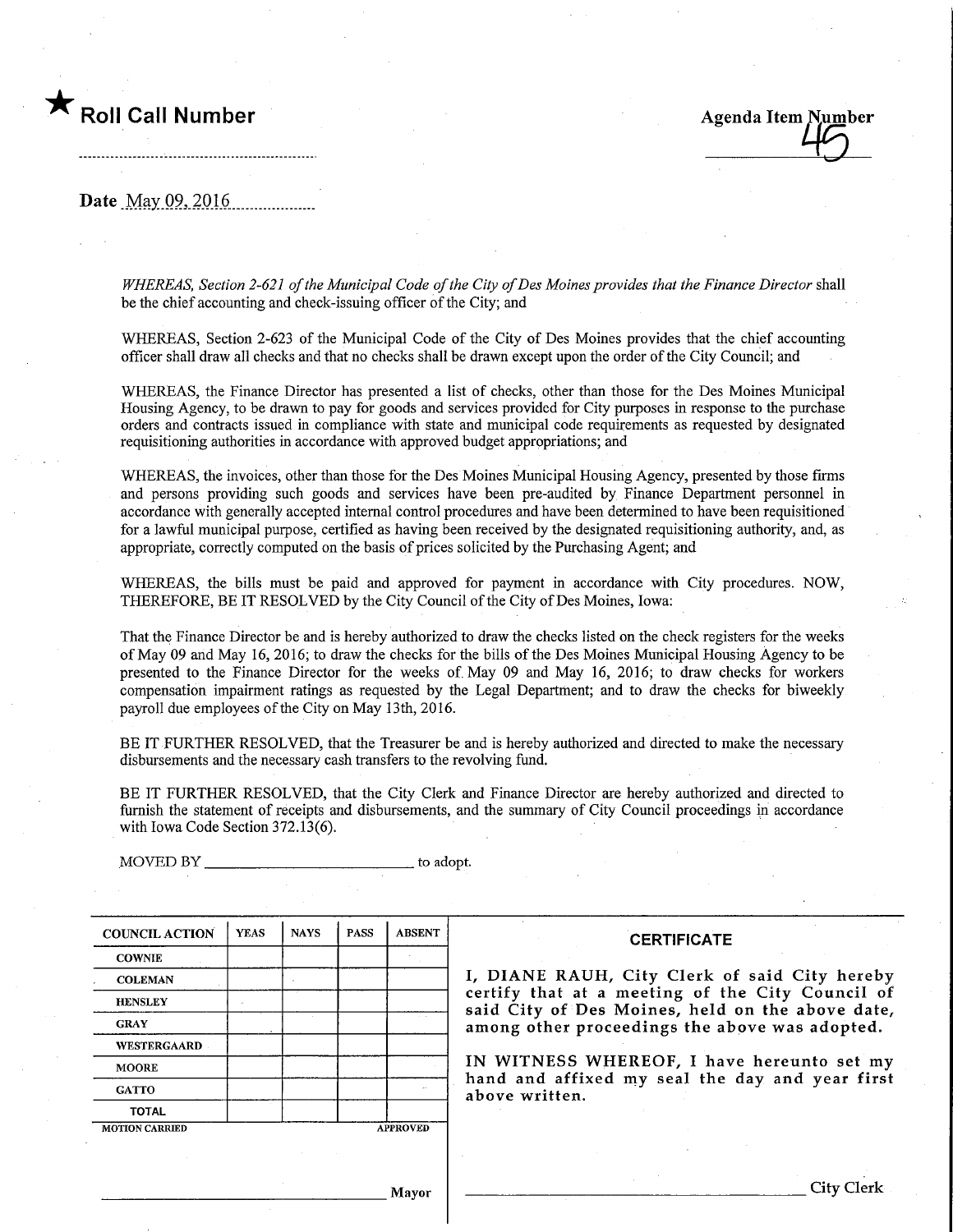★ **Roll Call Number**

**Agenda Item Number** 45

**Date** May 09, 2016

*WHEREAS, Section 2-621 of the Municipal Code of the City of Des Moines provides that the Finance Director* shall be the chief accounting and check-issuing officer of the City; and

WHEREAS, Section 2-623 of the Municipal Code of the City of Des Moines provides that the chief accounting officer shall draw all checks and that no checks shall be drawn except upon the order of the City Council; and

WHEREAS, the Finance Director has presented a list of checks, other than those for the Des Moines Municipal Housing Agency, to be drawn to pay for goods and services provided for City purposes in response to the purchase orders and contracts issued in compliance with state and municipal code requirements as requested by designated requisitioning authorities in accordance with approved budget appropriations; and

WHEREAS, the invoices, other than those for the Des Moines Municipal Housing Agency, presented by those firms and persons providing such goods and services have been pre-audited by Finance Department personnel in accordance with generally accepted internal control procedures and have been determined to have been requisitioned for a lawful municipal purpose, certified as having been received by the designated requisitioning authority, and, as appropriate, correctly computed on the basis of prices solicited by the Purchasing Agent; and

WHEREAS, the bills must be paid and approved for payment in accordance with City procedures. NOW, THEREFORE, BE IT RESOLVED by the City Council of the City of Des Moines, Iowa:

That the Finance Director be and is hereby authorized to draw the checks listed on the check registers for the weeks of May 09 and May 16, 2016; to draw the checks for the bills of the Des Moines Municipal Housing Agency to be presented to the Finance Director for the weeks of May 09 and May 16, 2016; to draw checks for workers compensation impairment ratings as requested by the Legal Department; and to draw the checks for biweekly payroll due employees of the City on May 13th, 2016.

BE IT FURTHER RESOLVED, that the Treasurer be and is hereby authorized and directed to make the necessary disbursements and the necessary cash transfers to the revolving fund.

BE IT FURTHER RESOLVED, that the City Clerk and Finance Director are hereby authorized and directed to furnish the statement of receipts and disbursements, and the summary of City Council proceedings in accordance with Iowa Code Section 372.13(6).

MOVED BY ____________________________ to adopt.

| COUNCIL ACTION | YEAS | NAYS | PASS | ABSENT |
|---|---|---|---|---|
| COWNIE | | | | |
| COLEMAN | | | | |
| HENSLEY | | | | |
| GRAY | | | | |
| WESTERGAARD | | | | |
| MOORE | | | | |
| GATTO | | | | |
| TOTAL | | | | |

MOTION CARRIED APPROVED

______________________________ Mayor

**CERTIFICATE**

I, DIANE RAUH, City Clerk of said City hereby certify that at a meeting of the City Council of said City of Des Moines, held on the above date, among other proceedings the above was adopted.

IN WITNESS WHEREOF, I have hereunto set my hand and affixed my seal the day and year first above written.

______________________________ City Clerk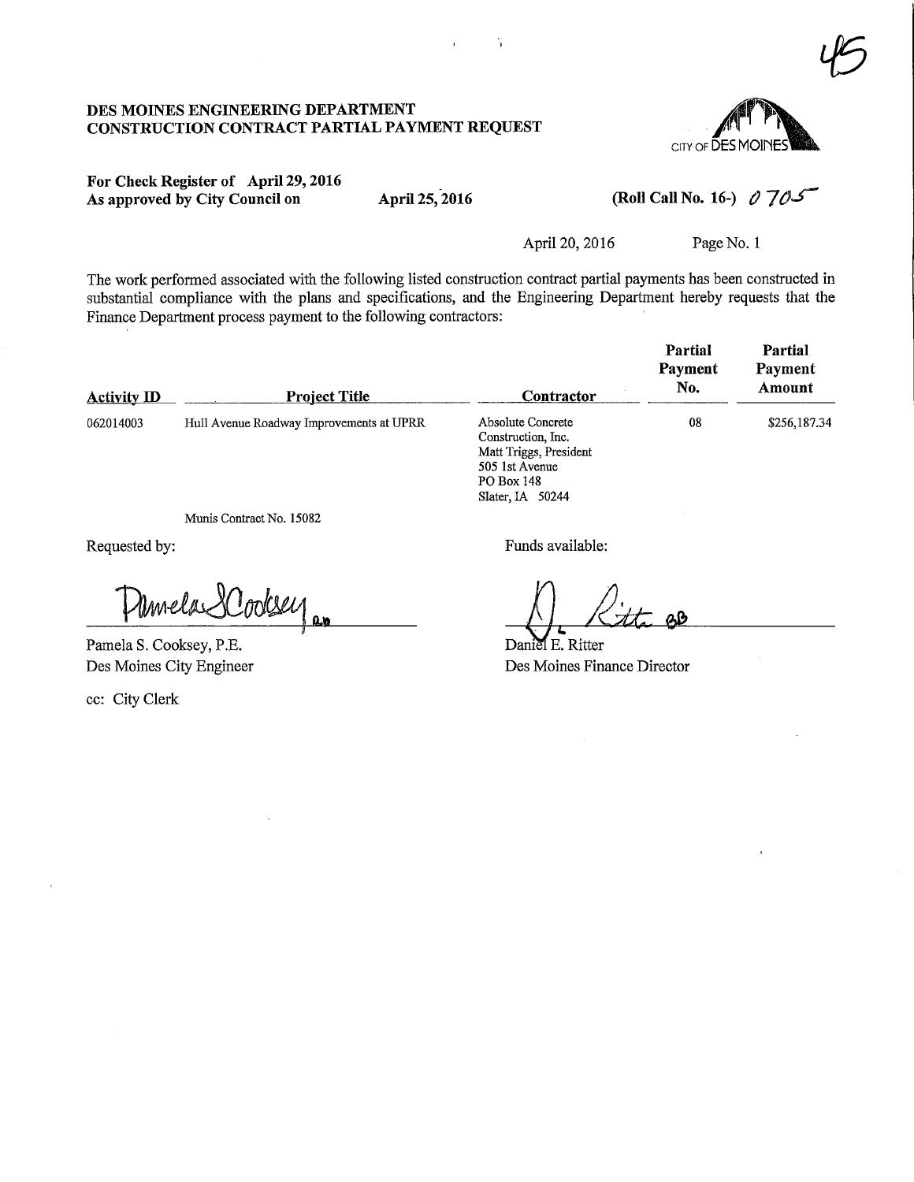45

**DES MOINES ENGINEERING DEPARTMENT**
**CONSTRUCTION CONTRACT PARTIAL PAYMENT REQUEST**

CITY OF DES MOINES

**For Check Register of April 29, 2016**
**As approved by City Council on** **April 25, 2016** **(Roll Call No. 16-)** 0705

April 20, 2016 Page No. 1

The work performed associated with the following listed construction contract partial payments has been constructed in substantial compliance with the plans and specifications, and the Engineering Department hereby requests that the Finance Department process payment to the following contractors:

| Activity ID | Project Title | Contractor | Partial Payment No. | Partial Payment Amount |
|---|---|---|---|---|
| 062014003 | Hull Avenue Roadway Improvements at UPRR | Absolute Concrete Construction, Inc.<br>Matt Triggs, President<br>505 1st Avenue<br>PO Box 148<br>Slater, IA 50244 | 08 | $256,187.34 |

Munis Contract No. 15082

Requested by:

Pamela S. Cooksey, P.E.
Des Moines City Engineer

Funds available:

Daniel E. Ritter
Des Moines Finance Director

cc: City Clerk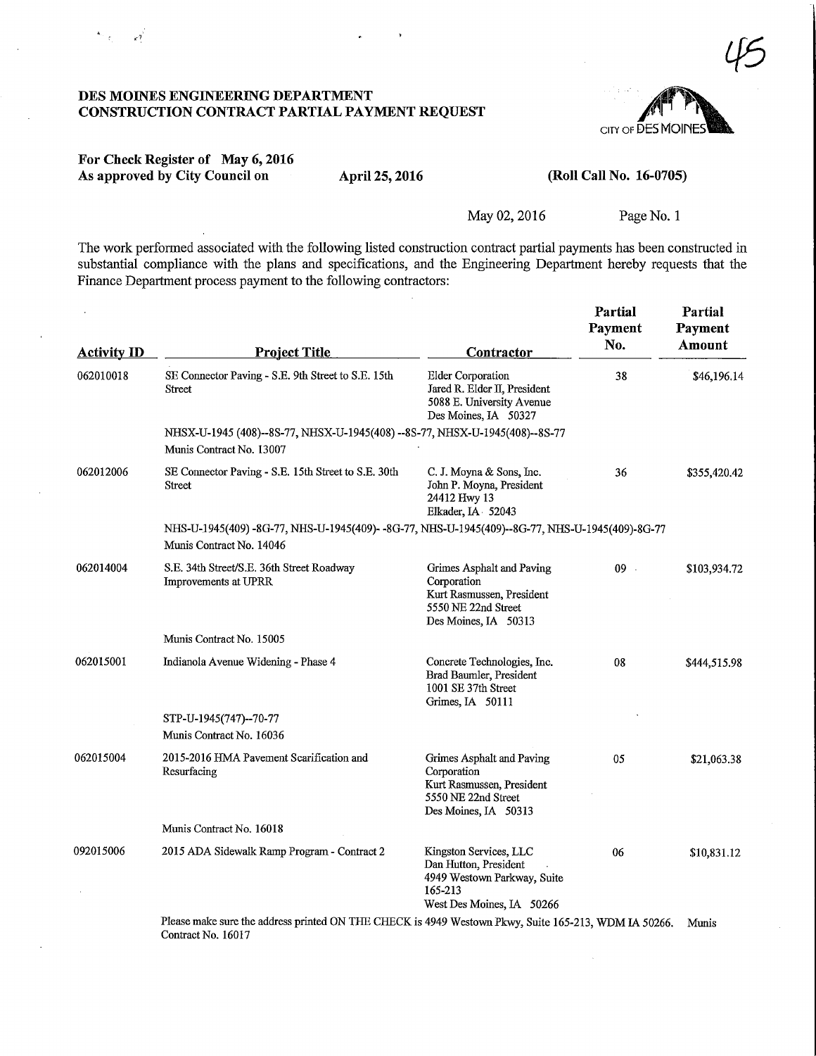# DES MOINES ENGINEERING DEPARTMENT
## CONSTRUCTION CONTRACT PARTIAL PAYMENT REQUEST

CITY OF DES MOINES

**For Check Register of May 6, 2016**
**As approved by City Council on April 25, 2016 (Roll Call No. 16-0705)**

May 02, 2016

The work performed associated with the following listed construction contract partial payments has been constructed in substantial compliance with the plans and specifications, and the Engineering Department hereby requests that the Finance Department process payment to the following contractors:

| Activity ID | Project Title | Contractor | Partial Payment No. | Partial Payment Amount |
|---|---|---|---|---|
| 062010018 | SE Connector Paving - S.E. 9th Street to S.E. 15th Street<br>NHSX-U-1945 (408)--8S-77, NHSX-U-1945(408) --8S-77, NHSX-U-1945(408)--8S-77<br>Munis Contract No. 13007 | Elder Corporation<br>Jared R. Elder II, President<br>5088 E. University Avenue<br>Des Moines, IA 50327 | 38 | $46,196.14 |
| 062012006 | SE Connector Paving - S.E. 15th Street to S.E. 30th Street<br>NHS-U-1945(409) -8G-77, NHS-U-1945(409)- -8G-77, NHS-U-1945(409)--8G-77, NHS-U-1945(409)-8G-77<br>Munis Contract No. 14046 | C. J. Moyna & Sons, Inc.<br>John P. Moyna, President<br>24412 Hwy 13<br>Elkader, IA 52043 | 36 | $355,420.42 |
| 062014004 | S.E. 34th Street/S.E. 36th Street Roadway Improvements at UPRR<br>Munis Contract No. 15005 | Grimes Asphalt and Paving Corporation<br>Kurt Rasmussen, President<br>5550 NE 22nd Street<br>Des Moines, IA 50313 | 09 | $103,934.72 |
| 062015001 | Indianola Avenue Widening - Phase 4<br>STP-U-1945(747)--70-77<br>Munis Contract No. 16036 | Concrete Technologies, Inc.<br>Brad Baumler, President<br>1001 SE 37th Street<br>Grimes, IA 50111 | 08 | $444,515.98 |
| 062015004 | 2015-2016 HMA Pavement Scarification and Resurfacing<br>Munis Contract No. 16018 | Grimes Asphalt and Paving Corporation<br>Kurt Rasmussen, President<br>5550 NE 22nd Street<br>Des Moines, IA 50313 | 05 | $21,063.38 |
| 092015006 | 2015 ADA Sidewalk Ramp Program - Contract 2<br>Please make sure the address printed ON THE CHECK is 4949 Westown Pkwy, Suite 165-213, WDM IA 50266. Munis Contract No. 16017 | Kingston Services, LLC<br>Dan Hutton, President<br>4949 Westown Parkway, Suite 165-213<br>West Des Moines, IA 50266 | 06 | $10,831.12 |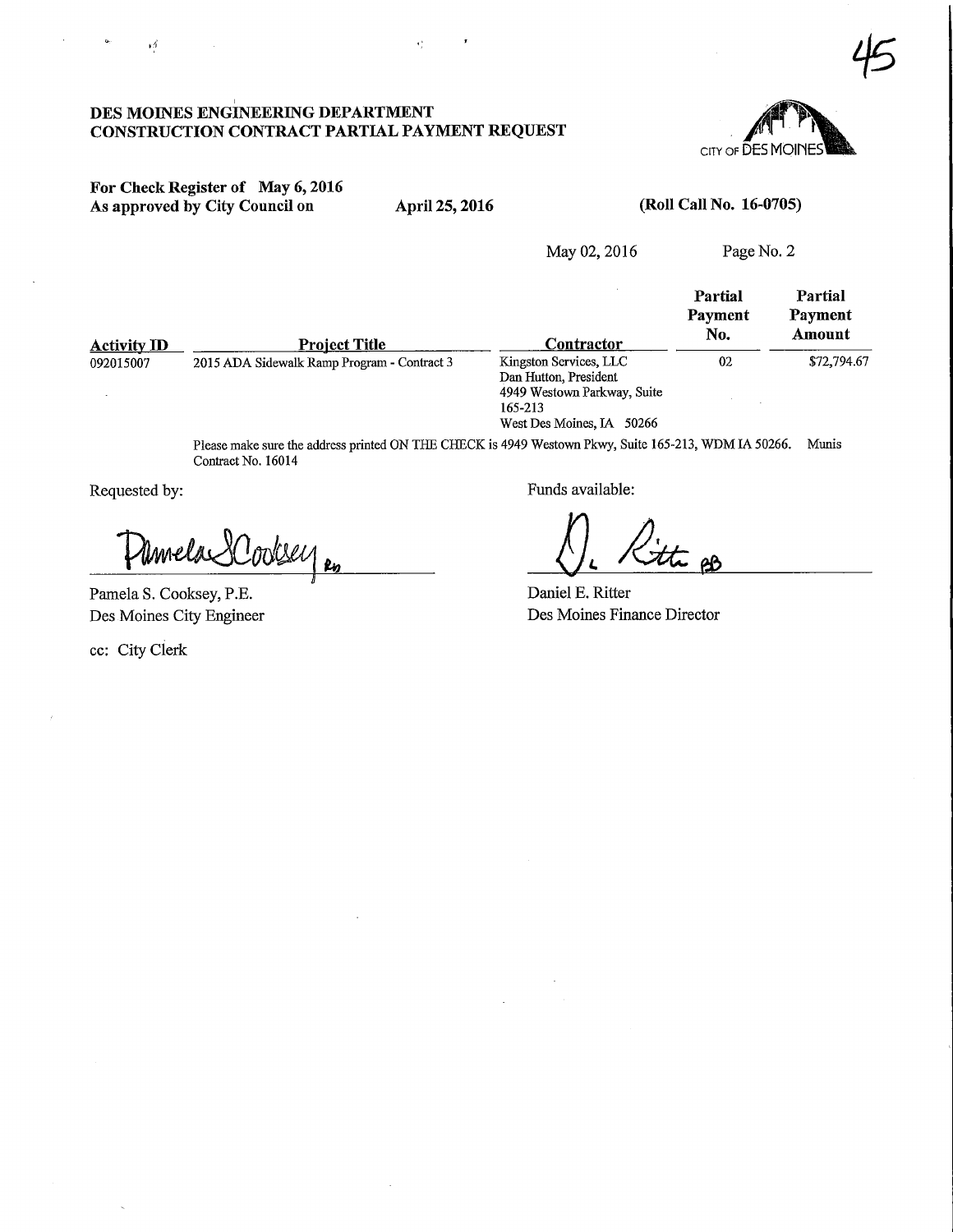45

**DES MOINES ENGINEERING DEPARTMENT**
**CONSTRUCTION CONTRACT PARTIAL PAYMENT REQUEST**

**For Check Register of May 6, 2016**
**As approved by City Council on** **April 25, 2016** **(Roll Call No. 16-0705)**

May 02, 2016 Page No. 2

| Activity ID | Project Title | Contractor | Partial Payment No. | Partial Payment Amount |
|---|---|---|---|---|
| 092015007 | 2015 ADA Sidewalk Ramp Program - Contract 3 | Kingston Services, LLC<br>Dan Hutton, President<br>4949 Westown Parkway, Suite 165-213<br>West Des Moines, IA 50266 | 02 | $72,794.67 |

Please make sure the address printed ON THE CHECK is 4949 Westown Pkwy, Suite 165-213, WDM IA 50266. Munis Contract No. 16014

Requested by:

Pamela S. Cooksey, P.E.
Des Moines City Engineer

Funds available:

Daniel E. Ritter
Des Moines Finance Director

cc: City Clerk